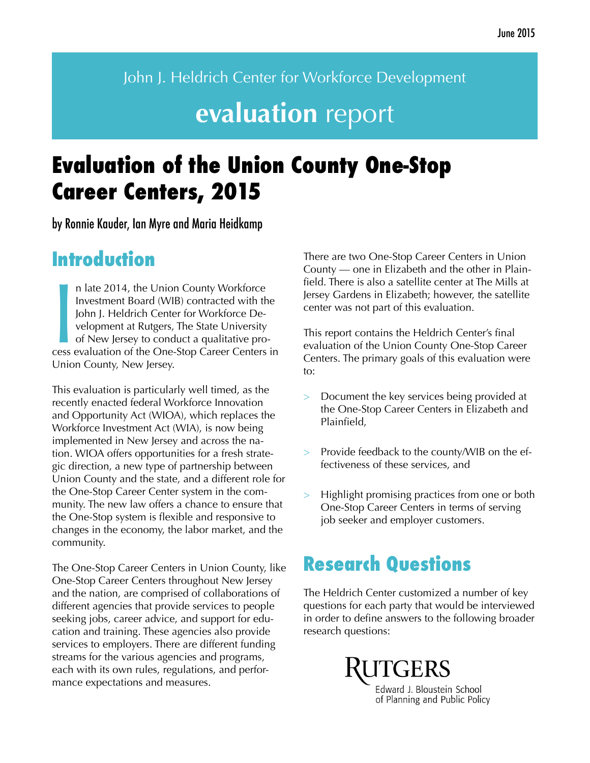June 2015

John J. Heldrich Center for Workforce Development

**evaluation** report

# Evaluation of the Union County One-Stop Career Centers, 2015

by Ronnie Kauder, Ian Myre and Maria Heidkamp

## Introduction

In late 2014, the Union County Workforce Investment Board (WIB) contracted with the John J. Heldrich Center for Workforce Development at Rutgers, The State University of New Jersey to conduct a qualitative process evaluation of the One-Stop Career Centers in Union County, New Jersey.

This evaluation is particularly well timed, as the recently enacted federal Workforce Innovation and Opportunity Act (WIOA), which replaces the Workforce Investment Act (WIA), is now being implemented in New Jersey and across the nation. WIOA offers opportunities for a fresh strategic direction, a new type of partnership between Union County and the state, and a different role for the One-Stop Career Center system in the community. The new law offers a chance to ensure that the One-Stop system is flexible and responsive to changes in the economy, the labor market, and the community.

The One-Stop Career Centers in Union County, like One-Stop Career Centers throughout New Jersey and the nation, are comprised of collaborations of different agencies that provide services to people seeking jobs, career advice, and support for education and training. These agencies also provide services to employers. There are different funding streams for the various agencies and programs, each with its own rules, regulations, and performance expectations and measures.

There are two One-Stop Career Centers in Union County — one in Elizabeth and the other in Plainfield. There is also a satellite center at The Mills at Jersey Gardens in Elizabeth; however, the satellite center was not part of this evaluation.

This report contains the Heldrich Center's final evaluation of the Union County One-Stop Career Centers. The primary goals of this evaluation were to:

- Document the key services being provided at the One-Stop Career Centers in Elizabeth and Plainfield,
- Provide feedback to the county/WIB on the effectiveness of these services, and
- Highlight promising practices from one or both One-Stop Career Centers in terms of serving job seeker and employer customers.

## Research Questions

The Heldrich Center customized a number of key questions for each party that would be interviewed in order to define answers to the following broader research questions:

RUTGERS
Edward J. Bloustein School of Planning and Public Policy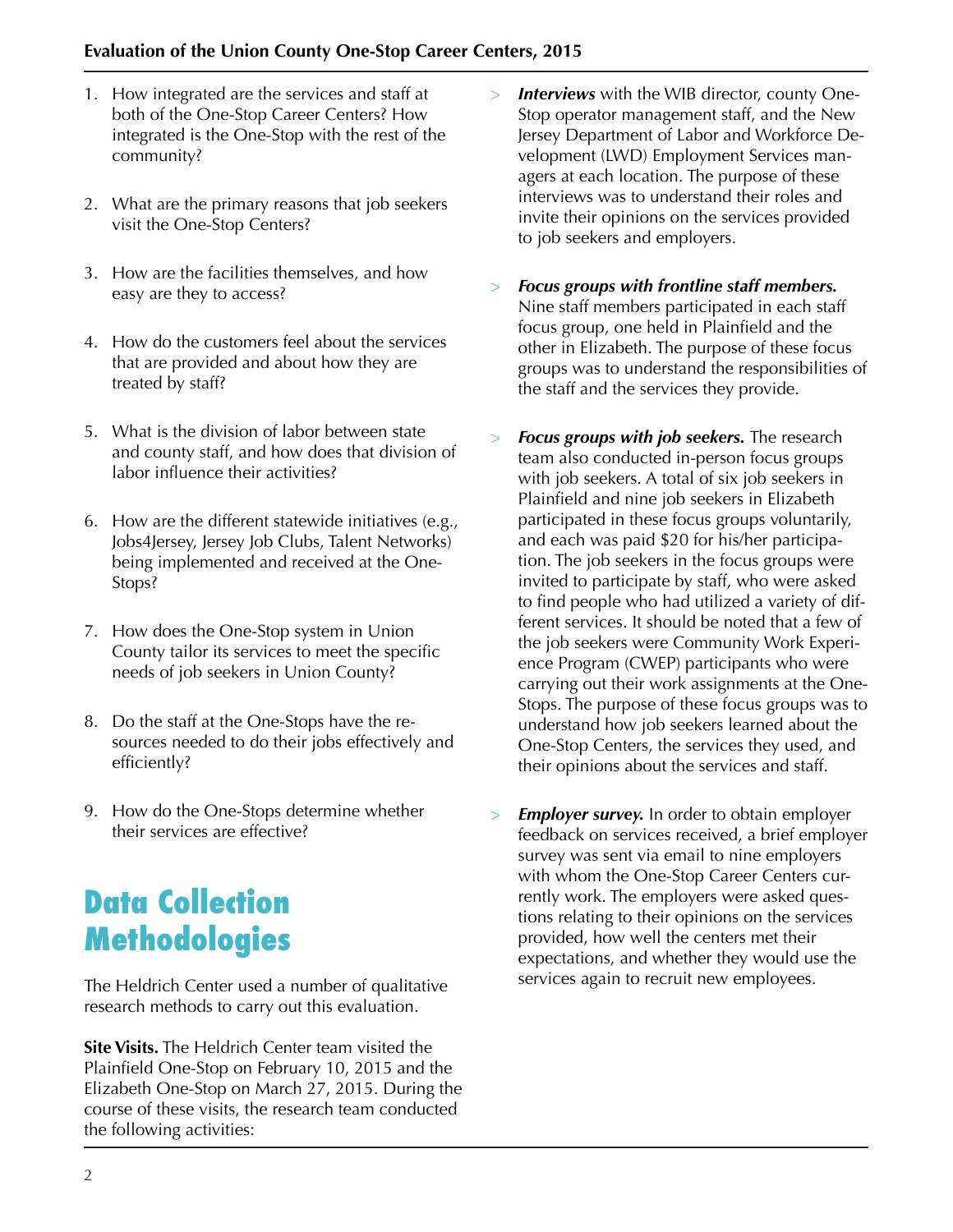1. How integrated are the services and staff at both of the One-Stop Career Centers? How integrated is the One-Stop with the rest of the community?

2. What are the primary reasons that job seekers visit the One-Stop Centers?

3. How are the facilities themselves, and how easy are they to access?

4. How do the customers feel about the services that are provided and about how they are treated by staff?

5. What is the division of labor between state and county staff, and how does that division of labor influence their activities?

6. How are the different statewide initiatives (e.g., Jobs4Jersey, Jersey Job Clubs, Talent Networks) being implemented and received at the One-Stops?

7. How does the One-Stop system in Union County tailor its services to meet the specific needs of job seekers in Union County?

8. Do the staff at the One-Stops have the resources needed to do their jobs effectively and efficiently?

9. How do the One-Stops determine whether their services are effective?

# Data Collection Methodologies

The Heldrich Center used a number of qualitative research methods to carry out this evaluation.

**Site Visits.** The Heldrich Center team visited the Plainfield One-Stop on February 10, 2015 and the Elizabeth One-Stop on March 27, 2015. During the course of these visits, the research team conducted the following activities:

> ***Interviews*** with the WIB director, county One-Stop operator management staff, and the New Jersey Department of Labor and Workforce Development (LWD) Employment Services managers at each location. The purpose of these interviews was to understand their roles and invite their opinions on the services provided to job seekers and employers.

> ***Focus groups with frontline staff members.*** Nine staff members participated in each staff focus group, one held in Plainfield and the other in Elizabeth. The purpose of these focus groups was to understand the responsibilities of the staff and the services they provide.

> ***Focus groups with job seekers.*** The research team also conducted in-person focus groups with job seekers. A total of six job seekers in Plainfield and nine job seekers in Elizabeth participated in these focus groups voluntarily, and each was paid $20 for his/her participation. The job seekers in the focus groups were invited to participate by staff, who were asked to find people who had utilized a variety of different services. It should be noted that a few of the job seekers were Community Work Experience Program (CWEP) participants who were carrying out their work assignments at the One-Stops. The purpose of these focus groups was to understand how job seekers learned about the One-Stop Centers, the services they used, and their opinions about the services and staff.

> ***Employer survey.*** In order to obtain employer feedback on services received, a brief employer survey was sent via email to nine employers with whom the One-Stop Career Centers currently work. The employers were asked questions relating to their opinions on the services provided, how well the centers met their expectations, and whether they would use the services again to recruit new employees.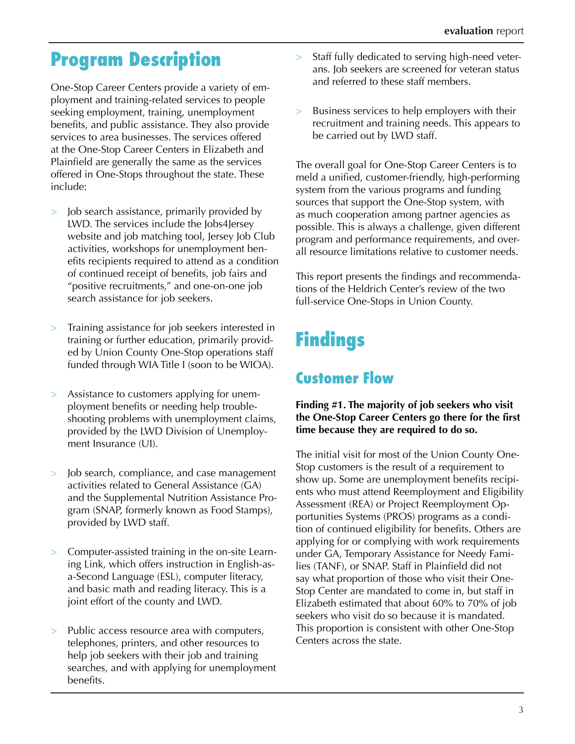# Program Description

One-Stop Career Centers provide a variety of employment and training-related services to people seeking employment, training, unemployment benefits, and public assistance. They also provide services to area businesses. The services offered at the One-Stop Career Centers in Elizabeth and Plainfield are generally the same as the services offered in One-Stops throughout the state. These include:

- Job search assistance, primarily provided by LWD. The services include the Jobs4Jersey website and job matching tool, Jersey Job Club activities, workshops for unemployment benefits recipients required to attend as a condition of continued receipt of benefits, job fairs and "positive recruitments," and one-on-one job search assistance for job seekers.
- Training assistance for job seekers interested in training or further education, primarily provided by Union County One-Stop operations staff funded through WIA Title I (soon to be WIOA).
- Assistance to customers applying for unemployment benefits or needing help troubleshooting problems with unemployment claims, provided by the LWD Division of Unemployment Insurance (UI).
- Job search, compliance, and case management activities related to General Assistance (GA) and the Supplemental Nutrition Assistance Program (SNAP, formerly known as Food Stamps), provided by LWD staff.
- Computer-assisted training in the on-site Learning Link, which offers instruction in English-as-a-Second Language (ESL), computer literacy, and basic math and reading literacy. This is a joint effort of the county and LWD.
- Public access resource area with computers, telephones, printers, and other resources to help job seekers with their job and training searches, and with applying for unemployment benefits.
- Staff fully dedicated to serving high-need veterans. Job seekers are screened for veteran status and referred to these staff members.
- Business services to help employers with their recruitment and training needs. This appears to be carried out by LWD staff.

The overall goal for One-Stop Career Centers is to meld a unified, customer-friendly, high-performing system from the various programs and funding sources that support the One-Stop system, with as much cooperation among partner agencies as possible. This is always a challenge, given different program and performance requirements, and overall resource limitations relative to customer needs.

This report presents the findings and recommendations of the Heldrich Center's review of the two full-service One-Stops in Union County.

# Findings

## Customer Flow

**Finding #1. The majority of job seekers who visit the One-Stop Career Centers go there for the first time because they are required to do so.**

The initial visit for most of the Union County One-Stop customers is the result of a requirement to show up. Some are unemployment benefits recipients who must attend Reemployment and Eligibility Assessment (REA) or Project Reemployment Opportunities Systems (PROS) programs as a condition of continued eligibility for benefits. Others are applying for or complying with work requirements under GA, Temporary Assistance for Needy Families (TANF), or SNAP. Staff in Plainfield did not say what proportion of those who visit their One-Stop Center are mandated to come in, but staff in Elizabeth estimated that about 60% to 70% of job seekers who visit do so because it is mandated. This proportion is consistent with other One-Stop Centers across the state.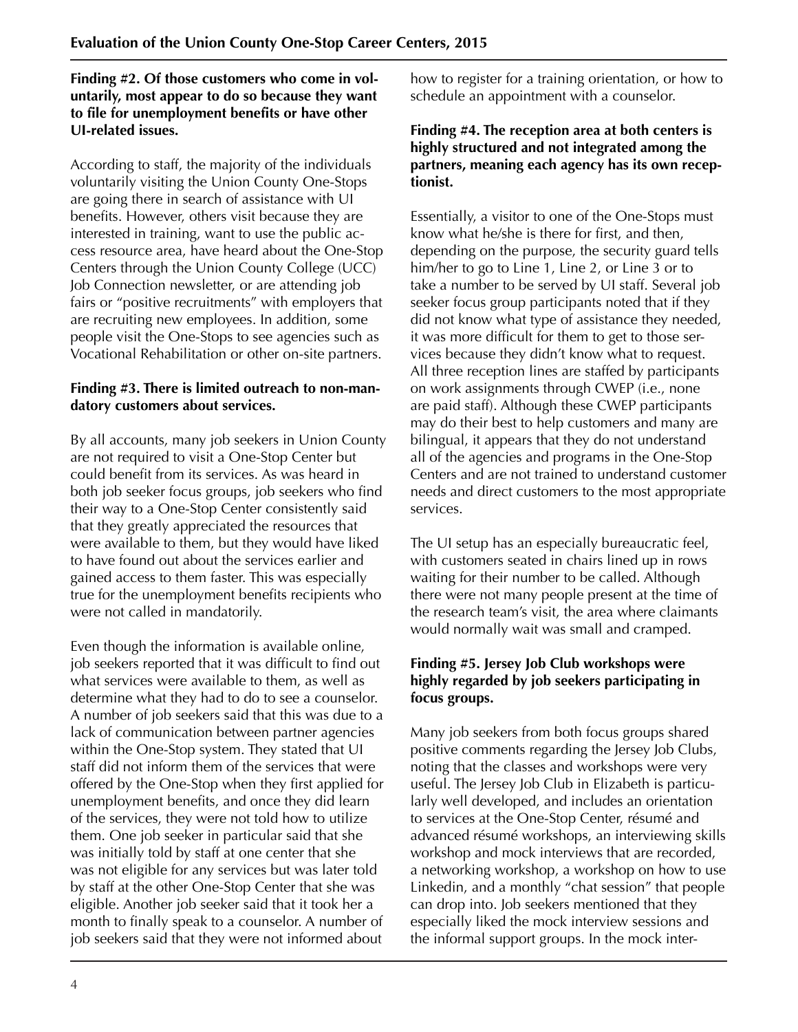**Finding #2. Of those customers who come in voluntarily, most appear to do so because they want to file for unemployment benefits or have other UI-related issues.**

According to staff, the majority of the individuals voluntarily visiting the Union County One-Stops are going there in search of assistance with UI benefits. However, others visit because they are interested in training, want to use the public access resource area, have heard about the One-Stop Centers through the Union County College (UCC) Job Connection newsletter, or are attending job fairs or "positive recruitments" with employers that are recruiting new employees. In addition, some people visit the One-Stops to see agencies such as Vocational Rehabilitation or other on-site partners.

**Finding #3. There is limited outreach to non-mandatory customers about services.**

By all accounts, many job seekers in Union County are not required to visit a One-Stop Center but could benefit from its services. As was heard in both job seeker focus groups, job seekers who find their way to a One-Stop Center consistently said that they greatly appreciated the resources that were available to them, but they would have liked to have found out about the services earlier and gained access to them faster. This was especially true for the unemployment benefits recipients who were not called in mandatorily.

Even though the information is available online, job seekers reported that it was difficult to find out what services were available to them, as well as determine what they had to do to see a counselor. A number of job seekers said that this was due to a lack of communication between partner agencies within the One-Stop system. They stated that UI staff did not inform them of the services that were offered by the One-Stop when they first applied for unemployment benefits, and once they did learn of the services, they were not told how to utilize them. One job seeker in particular said that she was initially told by staff at one center that she was not eligible for any services but was later told by staff at the other One-Stop Center that she was eligible. Another job seeker said that it took her a month to finally speak to a counselor. A number of job seekers said that they were not informed about how to register for a training orientation, or how to schedule an appointment with a counselor.

**Finding #4. The reception area at both centers is highly structured and not integrated among the partners, meaning each agency has its own receptionist.**

Essentially, a visitor to one of the One-Stops must know what he/she is there for first, and then, depending on the purpose, the security guard tells him/her to go to Line 1, Line 2, or Line 3 or to take a number to be served by UI staff. Several job seeker focus group participants noted that if they did not know what type of assistance they needed, it was more difficult for them to get to those services because they didn't know what to request. All three reception lines are staffed by participants on work assignments through CWEP (i.e., none are paid staff). Although these CWEP participants may do their best to help customers and many are bilingual, it appears that they do not understand all of the agencies and programs in the One-Stop Centers and are not trained to understand customer needs and direct customers to the most appropriate services.

The UI setup has an especially bureaucratic feel, with customers seated in chairs lined up in rows waiting for their number to be called. Although there were not many people present at the time of the research team's visit, the area where claimants would normally wait was small and cramped.

**Finding #5. Jersey Job Club workshops were highly regarded by job seekers participating in focus groups.**

Many job seekers from both focus groups shared positive comments regarding the Jersey Job Clubs, noting that the classes and workshops were very useful. The Jersey Job Club in Elizabeth is particularly well developed, and includes an orientation to services at the One-Stop Center, résumé and advanced résumé workshops, an interviewing skills workshop and mock interviews that are recorded, a networking workshop, a workshop on how to use Linkedin, and a monthly "chat session" that people can drop into. Job seekers mentioned that they especially liked the mock interview sessions and the informal support groups. In the mock inter-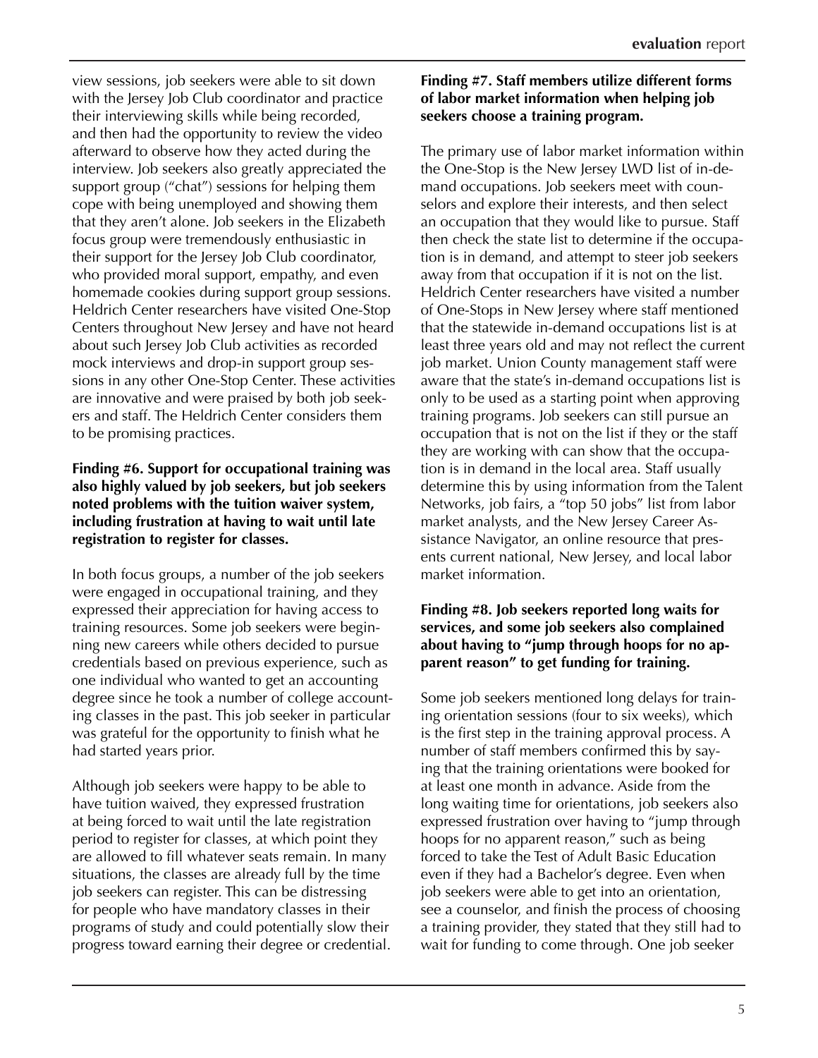view sessions, job seekers were able to sit down with the Jersey Job Club coordinator and practice their interviewing skills while being recorded, and then had the opportunity to review the video afterward to observe how they acted during the interview. Job seekers also greatly appreciated the support group ("chat") sessions for helping them cope with being unemployed and showing them that they aren't alone. Job seekers in the Elizabeth focus group were tremendously enthusiastic in their support for the Jersey Job Club coordinator, who provided moral support, empathy, and even homemade cookies during support group sessions. Heldrich Center researchers have visited One-Stop Centers throughout New Jersey and have not heard about such Jersey Job Club activities as recorded mock interviews and drop-in support group sessions in any other One-Stop Center. These activities are innovative and were praised by both job seekers and staff. The Heldrich Center considers them to be promising practices.

**Finding #6. Support for occupational training was also highly valued by job seekers, but job seekers noted problems with the tuition waiver system, including frustration at having to wait until late registration to register for classes.**

In both focus groups, a number of the job seekers were engaged in occupational training, and they expressed their appreciation for having access to training resources. Some job seekers were beginning new careers while others decided to pursue credentials based on previous experience, such as one individual who wanted to get an accounting degree since he took a number of college accounting classes in the past. This job seeker in particular was grateful for the opportunity to finish what he had started years prior.

Although job seekers were happy to be able to have tuition waived, they expressed frustration at being forced to wait until the late registration period to register for classes, at which point they are allowed to fill whatever seats remain. In many situations, the classes are already full by the time job seekers can register. This can be distressing for people who have mandatory classes in their programs of study and could potentially slow their progress toward earning their degree or credential.

**Finding #7. Staff members utilize different forms of labor market information when helping job seekers choose a training program.**

The primary use of labor market information within the One-Stop is the New Jersey LWD list of in-demand occupations. Job seekers meet with counselors and explore their interests, and then select an occupation that they would like to pursue. Staff then check the state list to determine if the occupation is in demand, and attempt to steer job seekers away from that occupation if it is not on the list. Heldrich Center researchers have visited a number of One-Stops in New Jersey where staff mentioned that the statewide in-demand occupations list is at least three years old and may not reflect the current job market. Union County management staff were aware that the state's in-demand occupations list is only to be used as a starting point when approving training programs. Job seekers can still pursue an occupation that is not on the list if they or the staff they are working with can show that the occupation is in demand in the local area. Staff usually determine this by using information from the Talent Networks, job fairs, a "top 50 jobs" list from labor market analysts, and the New Jersey Career Assistance Navigator, an online resource that presents current national, New Jersey, and local labor market information.

**Finding #8. Job seekers reported long waits for services, and some job seekers also complained about having to "jump through hoops for no apparent reason" to get funding for training.**

Some job seekers mentioned long delays for training orientation sessions (four to six weeks), which is the first step in the training approval process. A number of staff members confirmed this by saying that the training orientations were booked for at least one month in advance. Aside from the long waiting time for orientations, job seekers also expressed frustration over having to "jump through hoops for no apparent reason," such as being forced to take the Test of Adult Basic Education even if they had a Bachelor's degree. Even when job seekers were able to get into an orientation, see a counselor, and finish the process of choosing a training provider, they stated that they still had to wait for funding to come through. One job seeker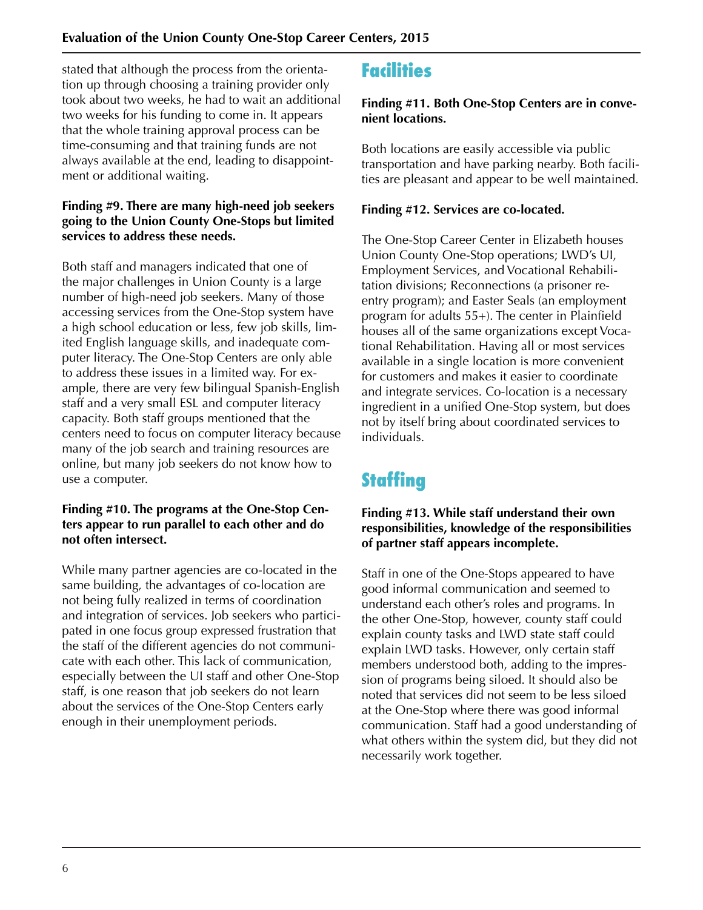stated that although the process from the orientation up through choosing a training provider only took about two weeks, he had to wait an additional two weeks for his funding to come in. It appears that the whole training approval process can be time-consuming and that training funds are not always available at the end, leading to disappointment or additional waiting.

**Finding #9. There are many high-need job seekers going to the Union County One-Stops but limited services to address these needs.**

Both staff and managers indicated that one of the major challenges in Union County is a large number of high-need job seekers. Many of those accessing services from the One-Stop system have a high school education or less, few job skills, limited English language skills, and inadequate computer literacy. The One-Stop Centers are only able to address these issues in a limited way. For example, there are very few bilingual Spanish-English staff and a very small ESL and computer literacy capacity. Both staff groups mentioned that the centers need to focus on computer literacy because many of the job search and training resources are online, but many job seekers do not know how to use a computer.

**Finding #10. The programs at the One-Stop Centers appear to run parallel to each other and do not often intersect.**

While many partner agencies are co-located in the same building, the advantages of co-location are not being fully realized in terms of coordination and integration of services. Job seekers who participated in one focus group expressed frustration that the staff of the different agencies do not communicate with each other. This lack of communication, especially between the UI staff and other One-Stop staff, is one reason that job seekers do not learn about the services of the One-Stop Centers early enough in their unemployment periods.

## Facilities

**Finding #11. Both One-Stop Centers are in convenient locations.**

Both locations are easily accessible via public transportation and have parking nearby. Both facilities are pleasant and appear to be well maintained.

**Finding #12. Services are co-located.**

The One-Stop Career Center in Elizabeth houses Union County One-Stop operations; LWD's UI, Employment Services, and Vocational Rehabilitation divisions; Reconnections (a prisoner reentry program); and Easter Seals (an employment program for adults 55+). The center in Plainfield houses all of the same organizations except Vocational Rehabilitation. Having all or most services available in a single location is more convenient for customers and makes it easier to coordinate and integrate services. Co-location is a necessary ingredient in a unified One-Stop system, but does not by itself bring about coordinated services to individuals.

## Staffing

**Finding #13. While staff understand their own responsibilities, knowledge of the responsibilities of partner staff appears incomplete.**

Staff in one of the One-Stops appeared to have good informal communication and seemed to understand each other's roles and programs. In the other One-Stop, however, county staff could explain county tasks and LWD state staff could explain LWD tasks. However, only certain staff members understood both, adding to the impression of programs being siloed. It should also be noted that services did not seem to be less siloed at the One-Stop where there was good informal communication. Staff had a good understanding of what others within the system did, but they did not necessarily work together.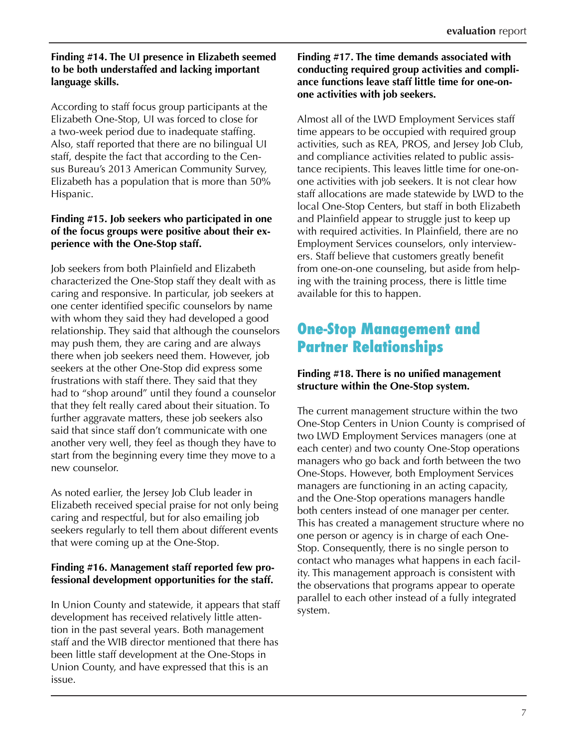**Finding #14. The UI presence in Elizabeth seemed to be both understaffed and lacking important language skills.**

According to staff focus group participants at the Elizabeth One-Stop, UI was forced to close for a two-week period due to inadequate staffing. Also, staff reported that there are no bilingual UI staff, despite the fact that according to the Census Bureau's 2013 American Community Survey, Elizabeth has a population that is more than 50% Hispanic.

**Finding #15. Job seekers who participated in one of the focus groups were positive about their experience with the One-Stop staff.**

Job seekers from both Plainfield and Elizabeth characterized the One-Stop staff they dealt with as caring and responsive. In particular, job seekers at one center identified specific counselors by name with whom they said they had developed a good relationship. They said that although the counselors may push them, they are caring and are always there when job seekers need them. However, job seekers at the other One-Stop did express some frustrations with staff there. They said that they had to "shop around" until they found a counselor that they felt really cared about their situation. To further aggravate matters, these job seekers also said that since staff don't communicate with one another very well, they feel as though they have to start from the beginning every time they move to a new counselor.

As noted earlier, the Jersey Job Club leader in Elizabeth received special praise for not only being caring and respectful, but for also emailing job seekers regularly to tell them about different events that were coming up at the One-Stop.

**Finding #16. Management staff reported few professional development opportunities for the staff.**

In Union County and statewide, it appears that staff development has received relatively little attention in the past several years. Both management staff and the WIB director mentioned that there has been little staff development at the One-Stops in Union County, and have expressed that this is an issue.

**Finding #17. The time demands associated with conducting required group activities and compliance functions leave staff little time for one-on-one activities with job seekers.**

Almost all of the LWD Employment Services staff time appears to be occupied with required group activities, such as REA, PROS, and Jersey Job Club, and compliance activities related to public assistance recipients. This leaves little time for one-on-one activities with job seekers. It is not clear how staff allocations are made statewide by LWD to the local One-Stop Centers, but staff in both Elizabeth and Plainfield appear to struggle just to keep up with required activities. In Plainfield, there are no Employment Services counselors, only interviewers. Staff believe that customers greatly benefit from one-on-one counseling, but aside from helping with the training process, there is little time available for this to happen.

## One-Stop Management and Partner Relationships

**Finding #18. There is no unified management structure within the One-Stop system.**

The current management structure within the two One-Stop Centers in Union County is comprised of two LWD Employment Services managers (one at each center) and two county One-Stop operations managers who go back and forth between the two One-Stops. However, both Employment Services managers are functioning in an acting capacity, and the One-Stop operations managers handle both centers instead of one manager per center. This has created a management structure where no one person or agency is in charge of each One-Stop. Consequently, there is no single person to contact who manages what happens in each facility. This management approach is consistent with the observations that programs appear to operate parallel to each other instead of a fully integrated system.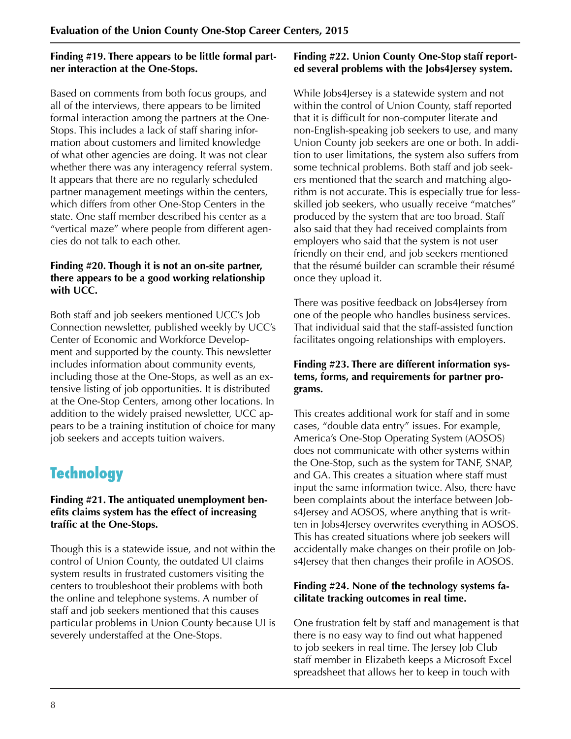**Finding #19. There appears to be little formal partner interaction at the One-Stops.**

Based on comments from both focus groups, and all of the interviews, there appears to be limited formal interaction among the partners at the One-Stops. This includes a lack of staff sharing information about customers and limited knowledge of what other agencies are doing. It was not clear whether there was any interagency referral system. It appears that there are no regularly scheduled partner management meetings within the centers, which differs from other One-Stop Centers in the state. One staff member described his center as a "vertical maze" where people from different agencies do not talk to each other.

**Finding #20. Though it is not an on-site partner, there appears to be a good working relationship with UCC.**

Both staff and job seekers mentioned UCC's Job Connection newsletter, published weekly by UCC's Center of Economic and Workforce Development and supported by the county. This newsletter includes information about community events, including those at the One-Stops, as well as an extensive listing of job opportunities. It is distributed at the One-Stop Centers, among other locations. In addition to the widely praised newsletter, UCC appears to be a training institution of choice for many job seekers and accepts tuition waivers.

## Technology

**Finding #21. The antiquated unemployment benefits claims system has the effect of increasing traffic at the One-Stops.**

Though this is a statewide issue, and not within the control of Union County, the outdated UI claims system results in frustrated customers visiting the centers to troubleshoot their problems with both the online and telephone systems. A number of staff and job seekers mentioned that this causes particular problems in Union County because UI is severely understaffed at the One-Stops.

**Finding #22. Union County One-Stop staff reported several problems with the Jobs4Jersey system.**

While Jobs4Jersey is a statewide system and not within the control of Union County, staff reported that it is difficult for non-computer literate and non-English-speaking job seekers to use, and many Union County job seekers are one or both. In addition to user limitations, the system also suffers from some technical problems. Both staff and job seekers mentioned that the search and matching algorithm is not accurate. This is especially true for less-skilled job seekers, who usually receive "matches" produced by the system that are too broad. Staff also said that they had received complaints from employers who said that the system is not user friendly on their end, and job seekers mentioned that the résumé builder can scramble their résumé once they upload it.

There was positive feedback on Jobs4Jersey from one of the people who handles business services. That individual said that the staff-assisted function facilitates ongoing relationships with employers.

**Finding #23. There are different information systems, forms, and requirements for partner programs.**

This creates additional work for staff and in some cases, "double data entry" issues. For example, America's One-Stop Operating System (AOSOS) does not communicate with other systems within the One-Stop, such as the system for TANF, SNAP, and GA. This creates a situation where staff must input the same information twice. Also, there have been complaints about the interface between Jobs4Jersey and AOSOS, where anything that is written in Jobs4Jersey overwrites everything in AOSOS. This has created situations where job seekers will accidentally make changes on their profile on Jobs4Jersey that then changes their profile in AOSOS.

**Finding #24. None of the technology systems facilitate tracking outcomes in real time.**

One frustration felt by staff and management is that there is no easy way to find out what happened to job seekers in real time. The Jersey Job Club staff member in Elizabeth keeps a Microsoft Excel spreadsheet that allows her to keep in touch with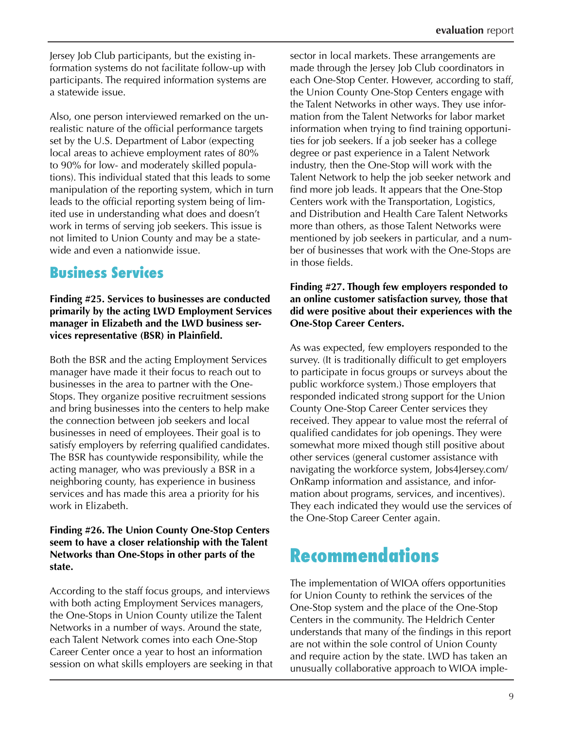Jersey Job Club participants, but the existing information systems do not facilitate follow-up with participants. The required information systems are a statewide issue.

Also, one person interviewed remarked on the unrealistic nature of the official performance targets set by the U.S. Department of Labor (expecting local areas to achieve employment rates of 80% to 90% for low- and moderately skilled populations). This individual stated that this leads to some manipulation of the reporting system, which in turn leads to the official reporting system being of limited use in understanding what does and doesn't work in terms of serving job seekers. This issue is not limited to Union County and may be a statewide and even a nationwide issue.

## Business Services

**Finding #25. Services to businesses are conducted primarily by the acting LWD Employment Services manager in Elizabeth and the LWD business services representative (BSR) in Plainfield.**

Both the BSR and the acting Employment Services manager have made it their focus to reach out to businesses in the area to partner with the One-Stops. They organize positive recruitment sessions and bring businesses into the centers to help make the connection between job seekers and local businesses in need of employees. Their goal is to satisfy employers by referring qualified candidates. The BSR has countywide responsibility, while the acting manager, who was previously a BSR in a neighboring county, has experience in business services and has made this area a priority for his work in Elizabeth.

**Finding #26. The Union County One-Stop Centers seem to have a closer relationship with the Talent Networks than One-Stops in other parts of the state.**

According to the staff focus groups, and interviews with both acting Employment Services managers, the One-Stops in Union County utilize the Talent Networks in a number of ways. Around the state, each Talent Network comes into each One-Stop Career Center once a year to host an information session on what skills employers are seeking in that sector in local markets. These arrangements are made through the Jersey Job Club coordinators in each One-Stop Center. However, according to staff, the Union County One-Stop Centers engage with the Talent Networks in other ways. They use information from the Talent Networks for labor market information when trying to find training opportunities for job seekers. If a job seeker has a college degree or past experience in a Talent Network industry, then the One-Stop will work with the Talent Network to help the job seeker network and find more job leads. It appears that the One-Stop Centers work with the Transportation, Logistics, and Distribution and Health Care Talent Networks more than others, as those Talent Networks were mentioned by job seekers in particular, and a number of businesses that work with the One-Stops are in those fields.

**Finding #27. Though few employers responded to an online customer satisfaction survey, those that did were positive about their experiences with the One-Stop Career Centers.**

As was expected, few employers responded to the survey. (It is traditionally difficult to get employers to participate in focus groups or surveys about the public workforce system.) Those employers that responded indicated strong support for the Union County One-Stop Career Center services they received. They appear to value most the referral of qualified candidates for job openings. They were somewhat more mixed though still positive about other services (general customer assistance with navigating the workforce system, Jobs4Jersey.com/OnRamp information and assistance, and information about programs, services, and incentives). They each indicated they would use the services of the One-Stop Career Center again.

# Recommendations

The implementation of WIOA offers opportunities for Union County to rethink the services of the One-Stop system and the place of the One-Stop Centers in the community. The Heldrich Center understands that many of the findings in this report are not within the sole control of Union County and require action by the state. LWD has taken an unusually collaborative approach to WIOA imple-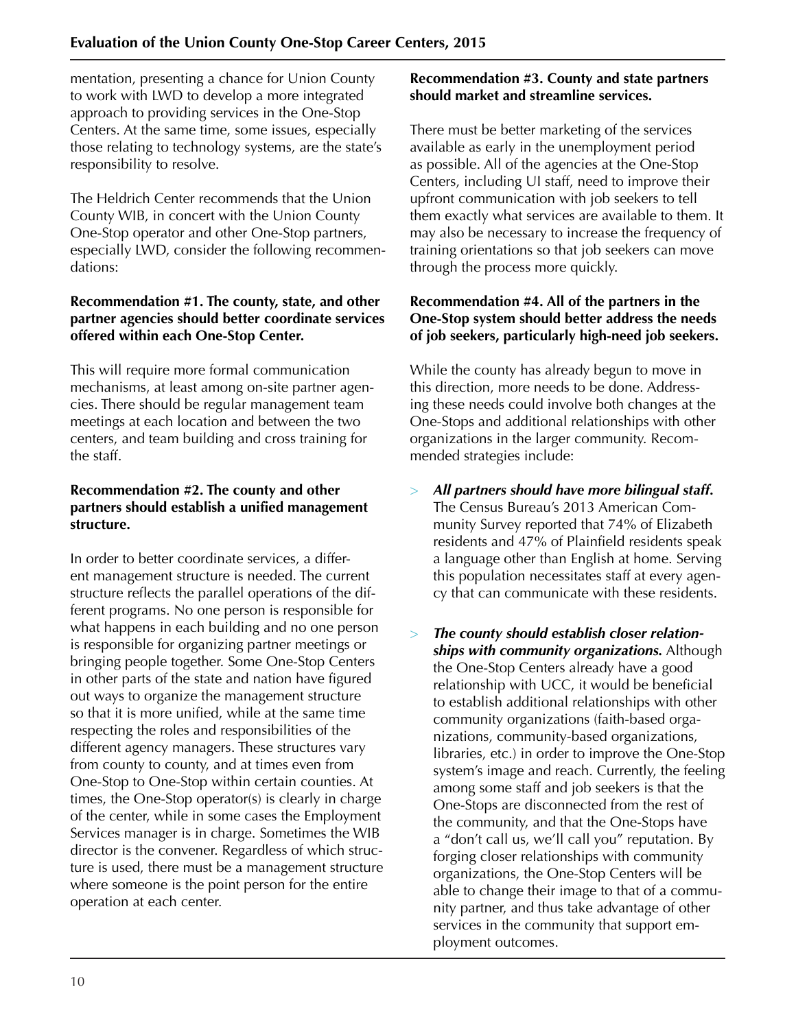mentation, presenting a chance for Union County to work with LWD to develop a more integrated approach to providing services in the One-Stop Centers. At the same time, some issues, especially those relating to technology systems, are the state's responsibility to resolve.

The Heldrich Center recommends that the Union County WIB, in concert with the Union County One-Stop operator and other One-Stop partners, especially LWD, consider the following recommendations:

**Recommendation #1. The county, state, and other partner agencies should better coordinate services offered within each One-Stop Center.**

This will require more formal communication mechanisms, at least among on-site partner agencies. There should be regular management team meetings at each location and between the two centers, and team building and cross training for the staff.

**Recommendation #2. The county and other partners should establish a unified management structure.**

In order to better coordinate services, a different management structure is needed. The current structure reflects the parallel operations of the different programs. No one person is responsible for what happens in each building and no one person is responsible for organizing partner meetings or bringing people together. Some One-Stop Centers in other parts of the state and nation have figured out ways to organize the management structure so that it is more unified, while at the same time respecting the roles and responsibilities of the different agency managers. These structures vary from county to county, and at times even from One-Stop to One-Stop within certain counties. At times, the One-Stop operator(s) is clearly in charge of the center, while in some cases the Employment Services manager is in charge. Sometimes the WIB director is the convener. Regardless of which structure is used, there must be a management structure where someone is the point person for the entire operation at each center.

**Recommendation #3. County and state partners should market and streamline services.**

There must be better marketing of the services available as early in the unemployment period as possible. All of the agencies at the One-Stop Centers, including UI staff, need to improve their upfront communication with job seekers to tell them exactly what services are available to them. It may also be necessary to increase the frequency of training orientations so that job seekers can move through the process more quickly.

**Recommendation #4. All of the partners in the One-Stop system should better address the needs of job seekers, particularly high-need job seekers.**

While the county has already begun to move in this direction, more needs to be done. Addressing these needs could involve both changes at the One-Stops and additional relationships with other organizations in the larger community. Recommended strategies include:

- ***All partners should have more bilingual staff.*** The Census Bureau's 2013 American Community Survey reported that 74% of Elizabeth residents and 47% of Plainfield residents speak a language other than English at home. Serving this population necessitates staff at every agency that can communicate with these residents.
- ***The county should establish closer relationships with community organizations.*** Although the One-Stop Centers already have a good relationship with UCC, it would be beneficial to establish additional relationships with other community organizations (faith-based organizations, community-based organizations, libraries, etc.) in order to improve the One-Stop system's image and reach. Currently, the feeling among some staff and job seekers is that the One-Stops are disconnected from the rest of the community, and that the One-Stops have a "don't call us, we'll call you" reputation. By forging closer relationships with community organizations, the One-Stop Centers will be able to change their image to that of a community partner, and thus take advantage of other services in the community that support employment outcomes.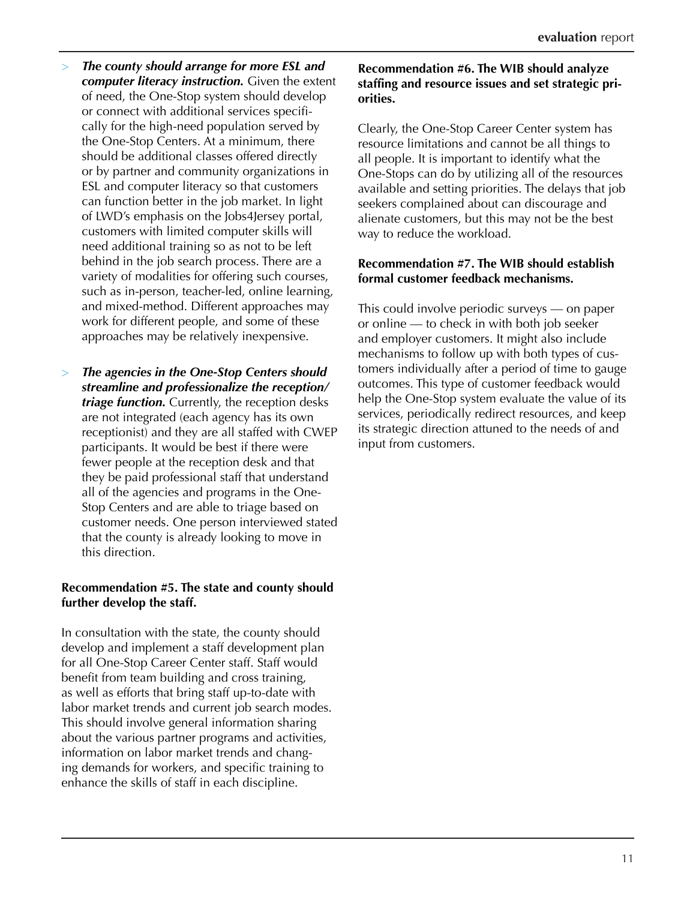- ***The county should arrange for more ESL and computer literacy instruction.*** Given the extent of need, the One-Stop system should develop or connect with additional services specifically for the high-need population served by the One-Stop Centers. At a minimum, there should be additional classes offered directly or by partner and community organizations in ESL and computer literacy so that customers can function better in the job market. In light of LWD's emphasis on the Jobs4Jersey portal, customers with limited computer skills will need additional training so as not to be left behind in the job search process. There are a variety of modalities for offering such courses, such as in-person, teacher-led, online learning, and mixed-method. Different approaches may work for different people, and some of these approaches may be relatively inexpensive.

- ***The agencies in the One-Stop Centers should streamline and professionalize the reception/triage function.*** Currently, the reception desks are not integrated (each agency has its own receptionist) and they are all staffed with CWEP participants. It would be best if there were fewer people at the reception desk and that they be paid professional staff that understand all of the agencies and programs in the One-Stop Centers and are able to triage based on customer needs. One person interviewed stated that the county is already looking to move in this direction.

**Recommendation #5. The state and county should further develop the staff.**

In consultation with the state, the county should develop and implement a staff development plan for all One-Stop Career Center staff. Staff would benefit from team building and cross training, as well as efforts that bring staff up-to-date with labor market trends and current job search modes. This should involve general information sharing about the various partner programs and activities, information on labor market trends and changing demands for workers, and specific training to enhance the skills of staff in each discipline.

**Recommendation #6. The WIB should analyze staffing and resource issues and set strategic priorities.**

Clearly, the One-Stop Career Center system has resource limitations and cannot be all things to all people. It is important to identify what the One-Stops can do by utilizing all of the resources available and setting priorities. The delays that job seekers complained about can discourage and alienate customers, but this may not be the best way to reduce the workload.

**Recommendation #7. The WIB should establish formal customer feedback mechanisms.**

This could involve periodic surveys — on paper or online — to check in with both job seeker and employer customers. It might also include mechanisms to follow up with both types of customers individually after a period of time to gauge outcomes. This type of customer feedback would help the One-Stop system evaluate the value of its services, periodically redirect resources, and keep its strategic direction attuned to the needs of and input from customers.